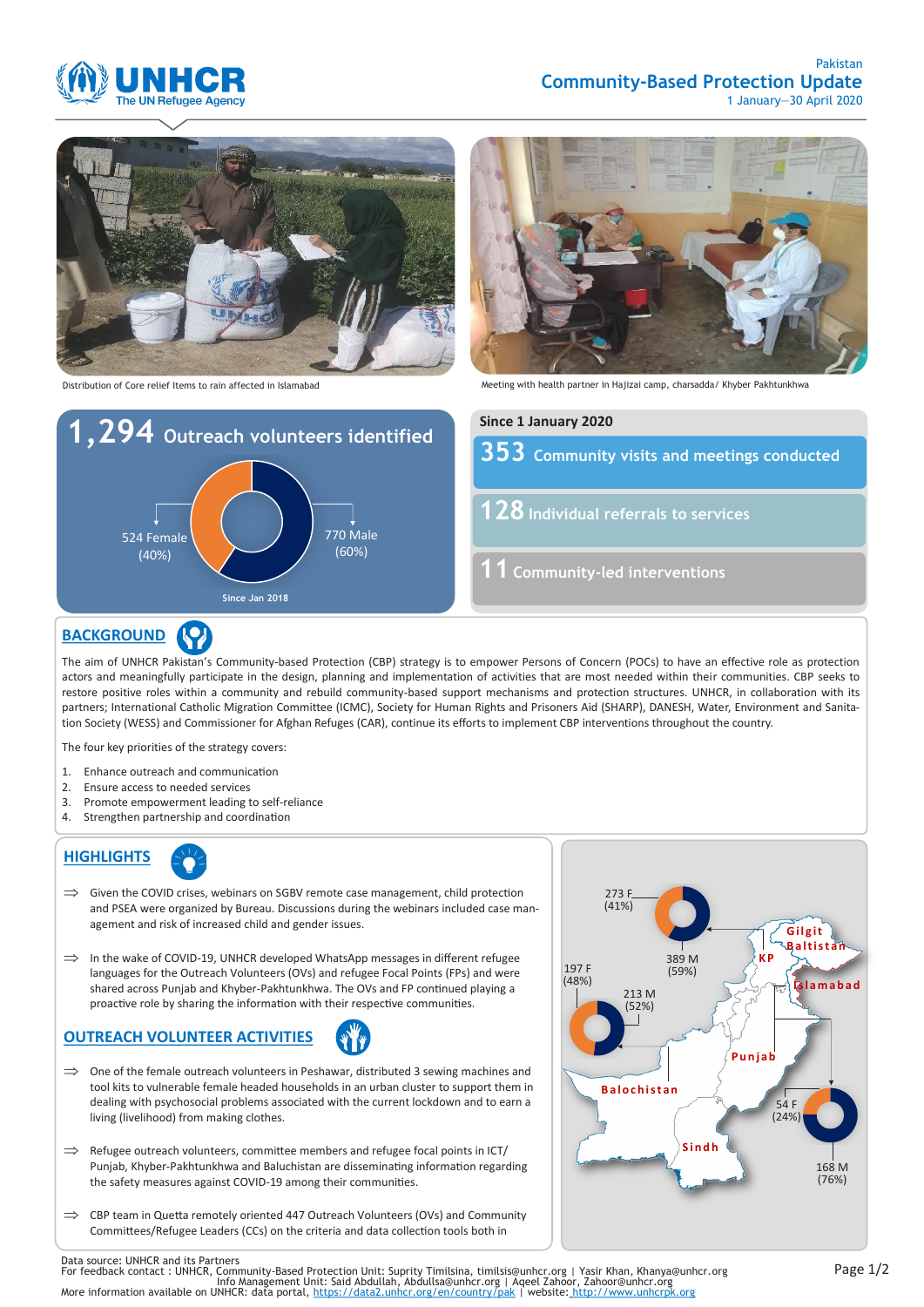Pakistan

# Community-Based Protection Update

1 January—30 April 2020

Distribution of Core relief Items to rain affected in Islamabad

Meeting with health partner in Hajizai camp, charsadda/ Khyber Pakhtunkhwa

**1,294** Outreach volunteers identified

524 Female (40%)

770 Male (60%)

Since Jan 2018

**Since 1 January 2020**

**353** Community visits and meetings conducted

**128** Individual referrals to services

**11** Community-led interventions

## BACKGROUND

The aim of UNHCR Pakistan's Community-based Protection (CBP) strategy is to empower Persons of Concern (POCs) to have an effective role as protection actors and meaningfully participate in the design, planning and implementation of activities that are most needed within their communities. CBP seeks to restore positive roles within a community and rebuild community-based support mechanisms and protection structures. UNHCR, in collaboration with its partners; International Catholic Migration Committee (ICMC), Society for Human Rights and Prisoners Aid (SHARP), DANESH, Water, Environment and Sanitation Society (WESS) and Commissioner for Afghan Refuges (CAR), continue its efforts to implement CBP interventions throughout the country.

The four key priorities of the strategy covers:

1. Enhance outreach and communication
2. Ensure access to needed services
3. Promote empowerment leading to self-reliance
4. Strengthen partnership and coordination

## HIGHLIGHTS

⇒ Given the COVID crises, webinars on SGBV remote case management, child protection and PSEA were organized by Bureau. Discussions during the webinars included case management and risk of increased child and gender issues.

⇒ In the wake of COVID-19, UNHCR developed WhatsApp messages in different refugee languages for the Outreach Volunteers (OVs) and refugee Focal Points (FPs) and were shared across Punjab and Khyber-Pakhtunkhwa. The OVs and FP continued playing a proactive role by sharing the information with their respective communities.

## OUTREACH VOLUNTEER ACTIVITIES

⇒ One of the female outreach volunteers in Peshawar, distributed 3 sewing machines and tool kits to vulnerable female headed households in an urban cluster to support them in dealing with psychosocial problems associated with the current lockdown and to earn a living (livelihood) from making clothes.

⇒ Refugee outreach volunteers, committee members and refugee focal points in ICT/ Punjab, Khyber-Pakhtunkhwa and Baluchistan are disseminating information regarding the safety measures against COVID-19 among their communities.

⇒ CBP team in Quetta remotely oriented 447 Outreach Volunteers (OVs) and Community Committees/Refugee Leaders (CCs) on the criteria and data collection tools both in

| Region | Female | Male |
| --- | --- | --- |
| KP | 273 F (41%) | 389 M (59%) |
| Balochistan | 197 F (48%) | 213 M (52%) |
| Islamabad / Punjab | 54 F (24%) | 168 M (76%) |

Data source: UNHCR and its Partners
For feedback contact : UNHCR, Community-Based Protection Unit: Suprity Timilsina, timilsis@unhcr.org | Yasir Khan, Khanya@unhcr.org
Info Management Unit: Said Abdullah, Abdullsa@unhcr.org | Aqeel Zahoor, Zahoor@unhcr.org
More information available on UNHCR: data portal, https://data2.unhcr.org/en/country/pak | website: http://www.unhcrpk.org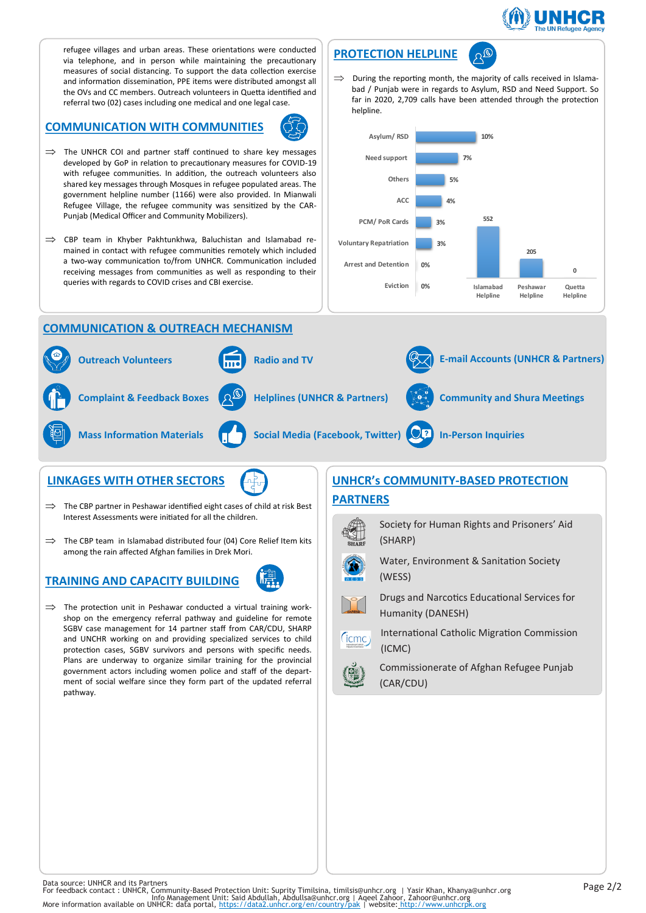refugee villages and urban areas. These orientations were conducted via telephone, and in person while maintaining the precautionary measures of social distancing. To support the data collection exercise and information dissemination, PPE items were distributed amongst all the OVs and CC members. Outreach volunteers in Quetta identified and referral two (02) cases including one medical and one legal case.

## COMMUNICATION WITH COMMUNITIES

⇒ The UNHCR COI and partner staff continued to share key messages developed by GoP in relation to precautionary measures for COVID-19 with refugee communities. In addition, the outreach volunteers also shared key messages through Mosques in refugee populated areas. The government helpline number (1166) were also provided. In Mianwali Refugee Village, the refugee community was sensitized by the CAR-Punjab (Medical Officer and Community Mobilizers).

⇒ CBP team in Khyber Pakhtunkhwa, Baluchistan and Islamabad remained in contact with refugee communities remotely which included a two-way communication to/from UNHCR. Communication included receiving messages from communities as well as responding to their queries with regards to COVID crises and CBI exercise.

## PROTECTION HELPLINE

⇒ During the reporting month, the majority of calls received in Islamabad / Punjab were in regards to Asylum, RSD and Need Support. So far in 2020, 2,709 calls have been attended through the protection helpline.

Asylum/ RSD 10%
Need support 7%
Others 5%
ACC 4%
PCM/ PoR Cards 3%
Voluntary Repatriation 3%
Arrest and Detention 0%
Eviction 0%

552 Islamabad Helpline
205 Peshawar Helpline
0 Quetta Helpline

## COMMUNICATION & OUTREACH MECHANISM

- Outreach Volunteers
- Radio and TV
- E-mail Accounts (UNHCR & Partners)
- Complaint & Feedback Boxes
- Helplines (UNHCR & Partners)
- Community and Shura Meetings
- Mass Information Materials
- Social Media (Facebook, Twitter)
- In-Person Inquiries

## LINKAGES WITH OTHER SECTORS

⇒ The CBP partner in Peshawar identified eight cases of child at risk Best Interest Assessments were initiated for all the children.

⇒ The CBP team in Islamabad distributed four (04) Core Relief Item kits among the rain affected Afghan families in Drek Mori.

## TRAINING AND CAPACITY BUILDING

⇒ The protection unit in Peshawar conducted a virtual training workshop on the emergency referral pathway and guideline for remote SGBV case management for 14 partner staff from CAR/CDU, SHARP and UNCHR working on and providing specialized services to child protection cases, SGBV survivors and persons with specific needs. Plans are underway to organize similar training for the provincial government actors including women police and staff of the department of social welfare since they form part of the updated referral pathway.

## UNHCR's COMMUNITY-BASED PROTECTION PARTNERS

- Society for Human Rights and Prisoners' Aid (SHARP)
- Water, Environment & Sanitation Society (WESS)
- Drugs and Narcotics Educational Services for Humanity (DANESH)
- International Catholic Migration Commission (ICMC)
- Commissionerate of Afghan Refugee Punjab (CAR/CDU)

Data source: UNHCR and its Partners
For feedback contact : UNHCR, Community-Based Protection Unit: Suprity Timilsina, timilsis@unhcr.org | Yasir Khan, Khanya@unhcr.org
Info Management Unit: Said Abdullah, Abdullsa@unhcr.org | Aqeel Zahoor, Zahoor@unhcr.org
More information available on UNHCR: data portal, https://data2.unhcr.org/en/country/pak | website: http://www.unhcrpk.org